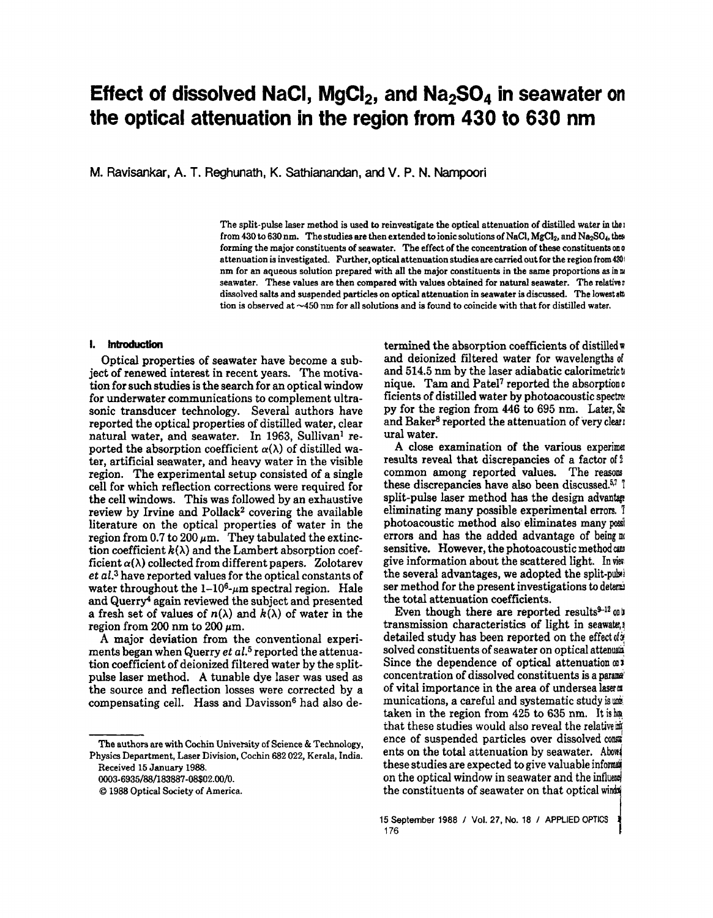# Effect of dissolved NaCl, $MgCl_2$, and $Na_2SO_4$ in seawater on the optical attenuation in the region from 430 to 630 nm

M. Ravisankar, A. T. Reghunath, K. Sathianandan, and V. P. N. Nampoori

The split-pulse laser method is used to reinvestigate the optical attenuation of distilled water in the r from 430 to 630 nm. The studies are then extended to ionic solutions of NaCl, $MgCl_2$, and $Na_2SO_4$, thes forming the major constituents of seawater. The effect of the concentration of these constituents on o attenuation is investigated. Further, optical attenuation studies are carried out for the region from 430 nm for an aqueous solution prepared with all the major constituents in the same proportions as in n seawater. These values are then compared with values obtained for natural seawater. The relative r dissolved salts and suspended particles on optical attenuation in seawater is discussed. The lowest att tion is observed at ~450 nm for all solutions and is found to coincide with that for distilled water.

## I. Introduction

Optical properties of seawater have become a subject of renewed interest in recent years. The motivation for such studies is the search for an optical window for underwater communications to complement ultrasonic transducer technology. Several authors have reported the optical properties of distilled water, clear natural water, and seawater. In 1963, Sullivan[1] reported the absorption coefficient $\alpha(\lambda)$ of distilled water, artificial seawater, and heavy water in the visible region. The experimental setup consisted of a single cell for which reflection corrections were required for the cell windows. This was followed by an exhaustive review by Irvine and Pollack[2] covering the available literature on the optical properties of water in the region from 0.7 to 200 $\mu$m. They tabulated the extinction coefficient $k(\lambda)$ and the Lambert absorption coefficient $\alpha(\lambda)$ collected from different papers. Zolotarev *et al.*[3] have reported values for the optical constants of water throughout the $1$–$10^6$-$\mu$m spectral region. Hale and Querry[4] again reviewed the subject and presented a fresh set of values of $n(\lambda)$ and $k(\lambda)$ of water in the region from 200 nm to 200 $\mu$m.

A major deviation from the conventional experiments began when Querry *et al.*[5] reported the attenuation coefficient of deionized filtered water by the split-pulse laser method. A tunable dye laser was used as the source and reflection losses were corrected by a compensating cell. Hass and Davisson[6] had also determined the absorption coefficients of distilled w and deionized filtered water for wavelengths of and 514.5 nm by the laser adiabatic calorimetric t nique. Tam and Patel[7] reported the absorption c ficients of distilled water by photoacoustic spectro py for the region from 446 to 695 nm. Later, Sm and Baker[8] reported the attenuation of very clear ural water.

A close examination of the various experime results reveal that discrepancies of a factor of 2 common among reported values. The reasons these discrepancies have also been discussed.[5,7] T split-pulse laser method has the design advantage eliminating many possible experimental errors. T photoacoustic method also eliminates many possi errors and has the added advantage of being m sensitive. However, the photoacoustic method can give information about the scattered light. In view the several advantages, we adopted the split-pulse ser method for the present investigations to determ the total attenuation coefficients.

Even though there are reported results[9–12] on t transmission characteristics of light in seawater, detailed study has been reported on the effect of d solved constituents of seawater on optical attenuati Since the dependence of optical attenuation on t concentration of dissolved constituents is a parame of vital importance in the area of undersea laser co munications, a careful and systematic study is und taken in the region from 425 to 635 nm. It is ho that these studies would also reveal the relative in ence of suspended particles over dissolved consti ents on the total attenuation by seawater. Above these studies are expected to give valuable informat on the optical window in seawater and the influence the constituents of seawater on that optical window

The authors are with Cochin University of Science & Technology, Physics Department, Laser Division, Cochin 682 022, Kerala, India.

Received 15 January 1988.

0003-6935/88/183887-08$02.00/0.

© 1988 Optical Society of America.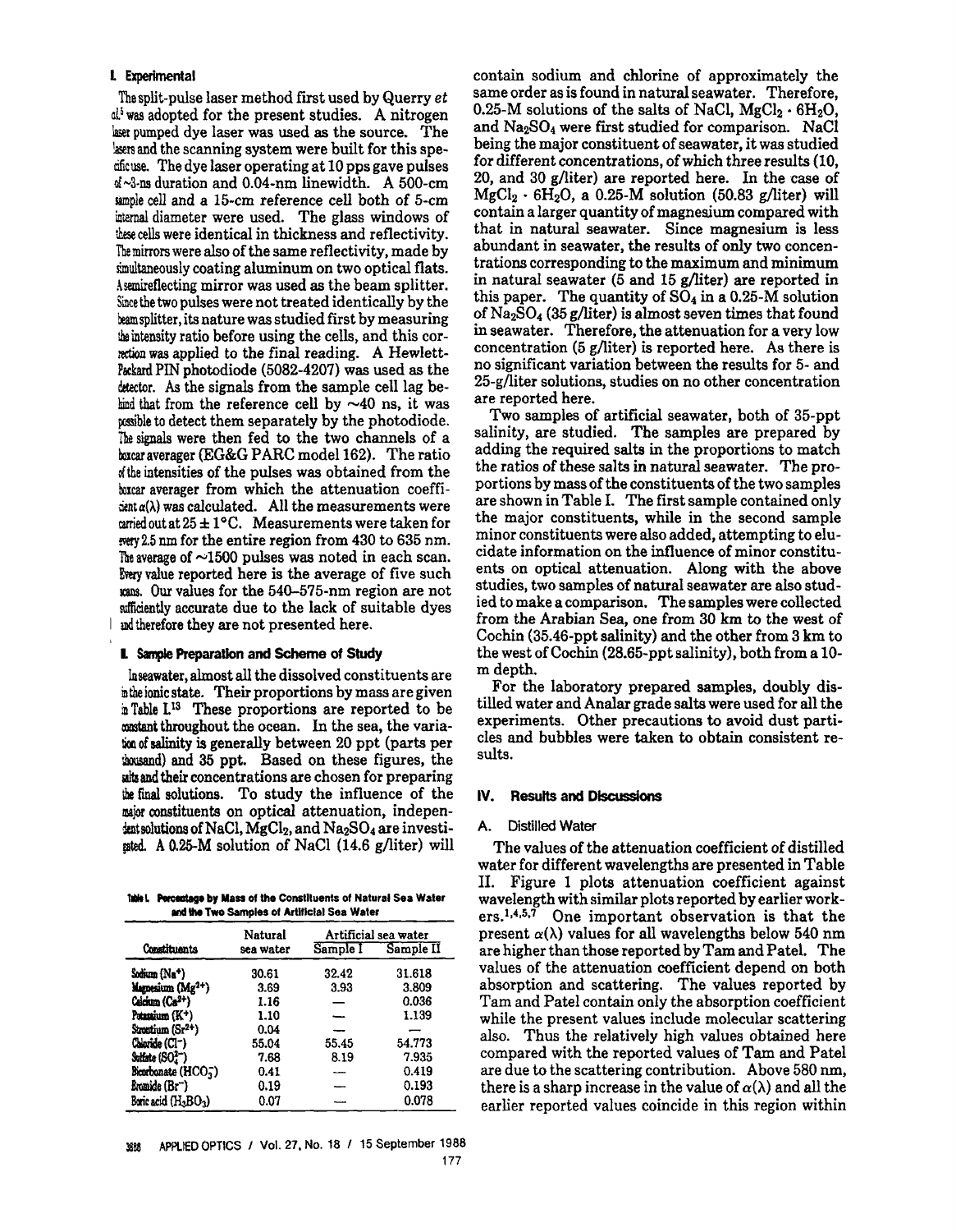## II. Experimental

The split-pulse laser method first used by Querry et al.[5] was adopted for the present studies. A nitrogen laser pumped dye laser was used as the source. The lasers and the scanning system were built for this specific use. The dye laser operating at 10 pps gave pulses of ~3-ns duration and 0.04-nm linewidth. A 500-cm sample cell and a 15-cm reference cell both of 5-cm internal diameter were used. The glass windows of these cells were identical in thickness and reflectivity. The mirrors were also of the same reflectivity, made by simultaneously coating aluminum on two optical flats. A semireflecting mirror was used as the beam splitter. Since the two pulses were not treated identically by the beam splitter, its nature was studied first by measuring the intensity ratio before using the cells, and this correction was applied to the final reading. A Hewlett-Packard PIN photodiode (5082-4207) was used as the detector. As the signals from the sample cell lag behind that from the reference cell by ~40 ns, it was possible to detect them separately by the photodiode. The signals were then fed to the two channels of a boxcar averager (EG&G PARC model 162). The ratio of the intensities of the pulses was obtained from the boxcar averager from which the attenuation coefficient $\alpha(\lambda)$ was calculated. All the measurements were carried out at $25 \pm 1°C$. Measurements were taken for every 2.5 nm for the entire region from 430 to 635 nm. The average of ~1500 pulses was noted in each scan. Every value reported here is the average of five such scans. Our values for the 540–575-nm region are not sufficiently accurate due to the lack of suitable dyes and therefore they are not presented here.

## III. Sample Preparation and Scheme of Study

In seawater, almost all the dissolved constituents are in the ionic state. Their proportions by mass are given in Table I.[13] These proportions are reported to be constant throughout the ocean. In the sea, the variation of salinity is generally between 20 ppt (parts per thousand) and 35 ppt. Based on these figures, the salts and their concentrations are chosen for preparing the final solutions. To study the influence of the major constituents on optical attenuation, independent solutions of NaCl, $MgCl_2$, and $Na_2SO_4$ are investigated. A 0.25-M solution of NaCl (14.6 g/liter) will contain sodium and chlorine of approximately the same order as is found in natural seawater. Therefore, 0.25-M solutions of the salts of NaCl, $MgCl_2 \cdot 6H_2O$, and $Na_2SO_4$ were first studied for comparison. NaCl being the major constituent of seawater, it was studied for different concentrations, of which three results (10, 20, and 30 g/liter) are reported here. In the case of $MgCl_2 \cdot 6H_2O$, a 0.25-M solution (50.83 g/liter) will contain a larger quantity of magnesium compared with that in natural seawater. Since magnesium is less abundant in seawater, the results of only two concentrations corresponding to the maximum and minimum in natural seawater (5 and 15 g/liter) are reported in this paper. The quantity of $SO_4$ in a 0.25-M solution of $Na_2SO_4$ (35 g/liter) is almost seven times that found in seawater. Therefore, the attenuation for a very low concentration (5 g/liter) is reported here. As there is no significant variation between the results for 5- and 25-g/liter solutions, studies on no other concentration are reported here.

Table I. Percentage by Mass of the Constituents of Natural Sea Water and the Two Samples of Artificial Sea Water

| Constituents | Natural sea water | Artificial sea water | |
|---|---|---|---|
| | | Sample I | Sample II |
| Sodium ($Na^+$) | 30.61 | 32.42 | 31.618 |
| Magnesium ($Mg^{2+}$) | 3.69 | 3.93 | 3.809 |
| Calcium ($Ca^{2+}$) | 1.16 | — | 0.036 |
| Potassium ($K^+$) | 1.10 | — | 1.139 |
| Strontium ($Sr^{2+}$) | 0.04 | — | — |
| Chloride ($Cl^-$) | 55.04 | 55.45 | 54.773 |
| Sulfate ($SO_4^{2-}$) | 7.68 | 8.19 | 7.935 |
| Bicarbonate ($HCO_3^-$) | 0.41 | — | 0.419 |
| Bromide ($Br^-$) | 0.19 | — | 0.193 |
| Boric acid ($H_3BO_3$) | 0.07 | — | 0.078 |

Two samples of artificial seawater, both of 35-ppt salinity, are studied. The samples are prepared by adding the required salts in the proportions to match the ratios of these salts in natural seawater. The proportions by mass of the constituents of the two samples are shown in Table I. The first sample contained only the major constituents, while in the second sample minor constituents were also added, attempting to elucidate information on the influence of minor constituents on optical attenuation. Along with the above studies, two samples of natural seawater are also studied to make a comparison. The samples were collected from the Arabian Sea, one from 30 km to the west of Cochin (35.46-ppt salinity) and the other from 3 km to the west of Cochin (28.65-ppt salinity), both from a 10-m depth.

For the laboratory prepared samples, doubly distilled water and Analar grade salts were used for all the experiments. Other precautions to avoid dust particles and bubbles were taken to obtain consistent results.

## IV. Results and Discussions

### A. Distilled Water

The values of the attenuation coefficient of distilled water for different wavelengths are presented in Table II. Figure 1 plots attenuation coefficient against wavelength with similar plots reported by earlier workers.[1,4,5,7] One important observation is that the present $\alpha(\lambda)$ values for all wavelengths below 540 nm are higher than those reported by Tam and Patel. The values of the attenuation coefficient depend on both absorption and scattering. The values reported by Tam and Patel contain only the absorption coefficient while the present values include molecular scattering also. Thus the relatively high values obtained here compared with the reported values of Tam and Patel are due to the scattering contribution. Above 580 nm, there is a sharp increase in the value of $\alpha(\lambda)$ and all the earlier reported values coincide in this region within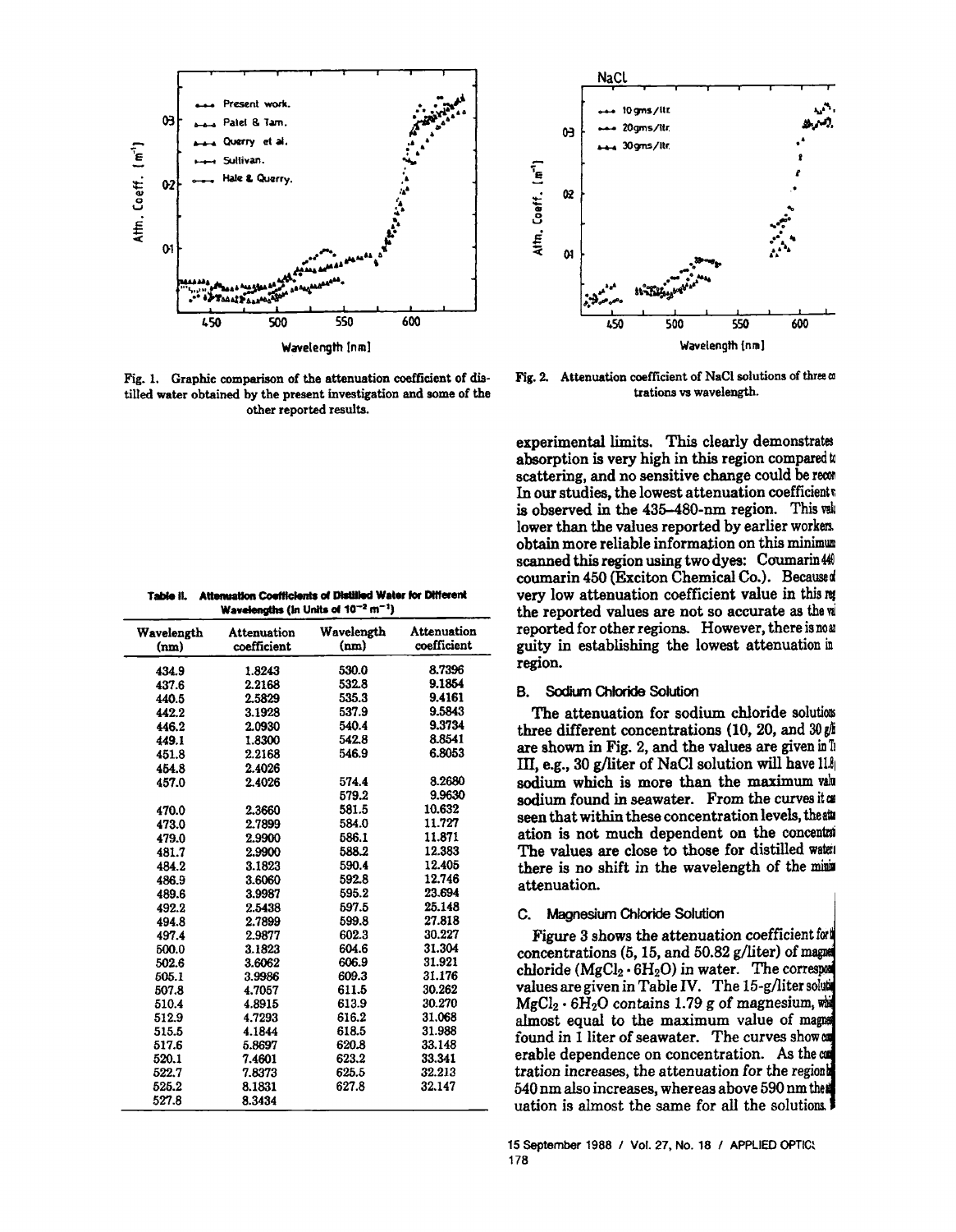Fig. 1. Graphic comparison of the attenuation coefficient of distilled water obtained by the present investigation and some of the other reported results.

Fig. 2. Attenuation coefficient of NaCl solutions of three concentrations vs wavelength.

**Table II. Attenuation Coefficients of Distilled Water for Different Wavelengths (In Units of $10^{-2}$ $m^{-1}$)**

| Wavelength (nm) | Attenuation coefficient | Wavelength (nm) | Attenuation coefficient |
|---|---|---|---|
| 434.9 | 1.8243 | 530.0 | 8.7396 |
| 437.6 | 2.2168 | 532.8 | 9.1854 |
| 440.5 | 2.5829 | 535.3 | 9.4161 |
| 442.2 | 3.1928 | 537.9 | 9.5843 |
| 446.2 | 2.0930 | 540.4 | 9.3734 |
| 449.1 | 1.8300 | 542.8 | 8.8541 |
| 451.8 | 2.2168 | 546.9 | 6.8053 |
| 454.8 | 2.4026 | | |
| 457.0 | 2.4026 | 574.4 | 8.2680 |
| | | 579.2 | 9.9630 |
| 470.0 | 2.3660 | 581.5 | 10.632 |
| 473.0 | 2.7899 | 584.0 | 11.727 |
| 479.0 | 2.9900 | 586.1 | 11.871 |
| 481.7 | 2.9900 | 588.2 | 12.383 |
| 484.2 | 3.1823 | 590.4 | 12.405 |
| 486.9 | 3.6060 | 592.8 | 12.746 |
| 489.6 | 3.9987 | 595.2 | 23.694 |
| 492.2 | 2.5438 | 597.5 | 25.148 |
| 494.8 | 2.7899 | 599.8 | 27.818 |
| 497.4 | 2.9877 | 602.3 | 30.227 |
| 500.0 | 3.1823 | 604.6 | 31.304 |
| 502.6 | 3.6062 | 606.9 | 31.921 |
| 505.1 | 3.9986 | 609.3 | 31.176 |
| 507.8 | 4.7057 | 611.5 | 30.262 |
| 510.4 | 4.8915 | 613.9 | 30.270 |
| 512.9 | 4.7293 | 616.2 | 31.068 |
| 515.5 | 4.1844 | 618.5 | 31.988 |
| 517.6 | 5.8697 | 620.8 | 33.148 |
| 520.1 | 7.4601 | 623.2 | 33.341 |
| 522.7 | 7.8373 | 625.5 | 32.213 |
| 525.2 | 8.1831 | 627.8 | 32.147 |
| 527.8 | 8.3434 | | |

experimental limits. This clearly demonstrates absorption is very high in this region compared to scattering, and no sensitive change could be recorded. In our studies, the lowest attenuation coefficient is observed in the 435–480-nm region. This value is lower than the values reported by earlier workers. To obtain more reliable information on this minimum, we scanned this region using two dyes: Coumarin 440 and coumarin 450 (Exciton Chemical Co.). Because of the very low attenuation coefficient value in this region, the reported values are not so accurate as the values reported for other regions. However, there is no ambiguity in establishing the lowest attenuation in this region.

### B. Sodium Chloride Solution

The attenuation for sodium chloride solutions of three different concentrations (10, 20, and 30 g/liter) are shown in Fig. 2, and the values are given in Table III, e.g., 30 g/liter of NaCl solution will have 11.8 g of sodium which is more than the maximum value of sodium found in seawater. From the curves it can be seen that within these concentration levels, the attenuation is not much dependent on the concentration. The values are close to those for distilled water and there is no shift in the wavelength of the minimum attenuation.

### C. Magnesium Chloride Solution

Figure 3 shows the attenuation coefficient for the concentrations (5, 15, and 50.82 g/liter) of magnesium chloride ($MgCl_2 \cdot 6H_2O$) in water. The corresponding values are given in Table IV. The 15-g/liter solution of $MgCl_2 \cdot 6H_2O$ contains 1.79 g of magnesium, which is almost equal to the maximum value of magnesium found in 1 liter of seawater. The curves show considerable dependence on concentration. As the concentration increases, the attenuation for the region below 540 nm also increases, whereas above 590 nm the attenuation is almost the same for all the solutions.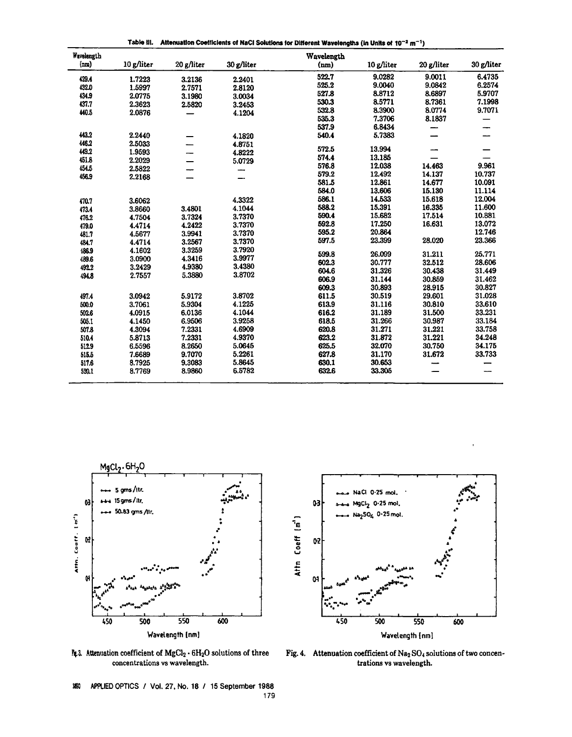**Table III. Attenuation Coefficients of NaCl Solutions for Different Wavelengths (in Units of $10^{-2}$ $m^{-1}$)**

| Wavelength (nm) | 10 g/liter | 20 g/liter | 30 g/liter |
|---|---|---|---|
| 429.4 | 1.7223 | 3.2136 | 2.2401 |
| 432.0 | 1.5997 | 2.7571 | 2.8120 |
| 434.9 | 2.0775 | 3.1980 | 3.0034 |
| 437.7 | 2.3623 | 2.5820 | 3.2453 |
| 440.5 | 2.0876 | — | 4.1204 |
| 443.2 | 2.2440 | — | 4.1820 |
| 446.2 | 2.5033 | — | 4.8751 |
| 449.2 | 1.9593 | — | 4.8222 |
| 451.8 | 2.2029 | — | 5.0729 |
| 454.5 | 2.5822 | — | — |
| 456.9 | 2.2168 | — | — |
| 470.7 | 3.6062 | | 4.3322 |
| 473.4 | 3.8660 | 3.4801 | 4.1044 |
| 476.2 | 4.7504 | 3.7324 | 3.7370 |
| 479.0 | 4.4714 | 4.2422 | 3.7370 |
| 481.7 | 4.5677 | 3.9941 | 3.7370 |
| 484.7 | 4.4714 | 3.2567 | 3.7370 |
| 486.9 | 4.1602 | 3.3259 | 3.7920 |
| 489.6 | 3.0900 | 4.3416 | 3.9977 |
| 492.2 | 3.2429 | 4.9380 | 3.4380 |
| 494.8 | 2.7557 | 5.3880 | 3.8702 |
| 497.4 | 3.0942 | 5.9172 | 3.8702 |
| 500.0 | 3.7061 | 5.9304 | 4.1225 |
| 502.6 | 4.0915 | 6.0136 | 4.1044 |
| 505.1 | 4.1450 | 6.9506 | 3.9258 |
| 507.8 | 4.3094 | 7.2331 | 4.6909 |
| 510.4 | 5.8713 | 7.2331 | 4.9370 |
| 512.9 | 6.5596 | 8.2650 | 5.0645 |
| 515.5 | 7.6689 | 9.7070 | 5.2261 |
| 517.6 | 8.7925 | 9.3083 | 5.8645 |
| 520.1 | 8.7769 | 8.9860 | 6.5782 |
| 522.7 | 9.0282 | 9.0011 | 6.4735 |
| 525.2 | 9.0040 | 9.0842 | 6.2574 |
| 527.8 | 8.8712 | 8.6897 | 5.9707 |
| 530.3 | 8.5771 | 8.7361 | 7.1998 |
| 532.8 | 8.3900 | 8.0774 | 9.7071 |
| 535.3 | 7.3706 | 8.1837 | — |
| 537.9 | 6.8434 | — | — |
| 540.4 | 5.7383 | — | — |
| 572.5 | 13.994 | — | — |
| 574.4 | 13.185 | — | — |
| 576.8 | 12.038 | 14.463 | 9.961 |
| 579.2 | 12.492 | 14.137 | 10.737 |
| 581.5 | 12.861 | 14.677 | 10.091 |
| 584.0 | 13.606 | 15.130 | 11.114 |
| 586.1 | 14.533 | 15.618 | 12.004 |
| 588.2 | 15.391 | 16.335 | 11.600 |
| 590.4 | 15.682 | 17.514 | 10.881 |
| 592.8 | 17.250 | 16.631 | 13.072 |
| 595.2 | 20.864 | | 12.746 |
| 597.5 | 23.399 | 28.020 | 23.366 |
| 599.8 | 26.099 | 31.211 | 25.771 |
| 602.3 | 30.777 | 32.512 | 28.606 |
| 604.6 | 31.326 | 30.438 | 31.449 |
| 606.9 | 31.144 | 30.859 | 31.462 |
| 609.3 | 30.893 | 28.915 | 30.827 |
| 611.5 | 30.519 | 29.601 | 31.028 |
| 613.9 | 31.116 | 30.810 | 33.610 |
| 616.2 | 31.189 | 31.500 | 33.231 |
| 618.5 | 31.266 | 30.987 | 33.184 |
| 620.8 | 31.271 | 31.221 | 33.758 |
| 623.2 | 31.872 | 31.221 | 34.248 |
| 625.5 | 32.070 | 30.750 | 34.175 |
| 627.8 | 31.170 | 31.672 | 33.733 |
| 630.1 | 30.653 | — | — |
| 632.6 | 33.305 | — | — |

Fig. 3. Attenuation coefficient of $MgCl_2 \cdot 6H_2O$ solutions of three concentrations vs wavelength.

Fig. 4. Attenuation coefficient of $Na_2SO_4$ solutions of two concentrations vs wavelength.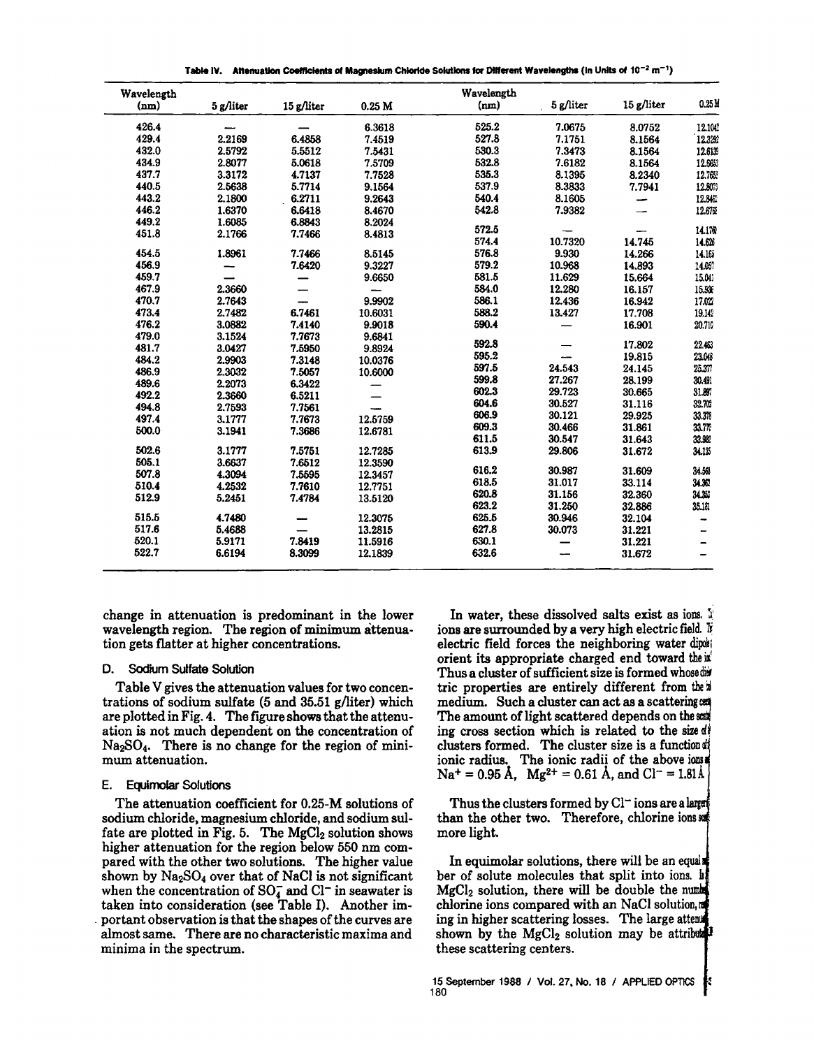**Table IV. Attenuation Coefficients of Magnesium Chloride Solutions for Different Wavelengths (in Units of $10^{-2}$ $m^{-1}$)**

| Wavelength (nm) | 5 g/liter | 15 g/liter | 0.25 M | Wavelength (nm) | 5 g/liter | 15 g/liter | 0.25 M |
|---|---|---|---|---|---|---|---|
| 426.4 | — | — | 6.3618 | 525.2 | 7.0675 | 8.0752 | 12.1042 |
| 429.4 | 2.2169 | 6.4858 | 7.4519 | 527.8 | 7.1751 | 8.1564 | 12.3292 |
| 432.0 | 2.5792 | 5.5512 | 7.5431 | 530.3 | 7.3473 | 8.1564 | 12.6139 |
| 434.9 | 2.8077 | 5.0618 | 7.5709 | 532.8 | 7.6182 | 8.1564 | 12.5653 |
| 437.7 | 3.3172 | 4.7137 | 7.7528 | 535.3 | 8.1395 | 8.2340 | 12.7653 |
| 440.5 | 2.5638 | 5.7714 | 9.1564 | 537.9 | 8.3833 | 7.7941 | 12.8073 |
| 443.2 | 2.1800 | 6.2711 | 9.2643 | 540.4 | 8.1605 | — | 12.8462 |
| 446.2 | 1.6370 | 6.6418 | 8.4670 | 542.8 | 7.9382 | — | 12.6763 |
| 449.2 | 1.6085 | 6.8843 | 8.2024 | 572.5 | — | — | 14.1780 |
| 451.8 | 2.1766 | 7.7466 | 8.4813 | 574.4 | 10.7320 | 14.745 | 14.626 |
| 454.5 | 1.8961 | 7.7466 | 8.5145 | 576.8 | 9.930 | 14.266 | 14.165 |
| 456.9 | — | 7.6420 | 9.3227 | 579.2 | 10.968 | 14.893 | 14.057 |
| 459.7 | — | — | 9.6650 | 581.5 | 11.629 | 15.664 | 15.041 |
| 467.9 | 2.3660 | — | — | 584.0 | 12.280 | 16.157 | 15.936 |
| 470.7 | 2.7643 | — | 9.9902 | 586.1 | 12.436 | 16.942 | 17.022 |
| 473.4 | 2.7482 | 6.7461 | 10.6031 | 588.2 | 13.427 | 17.708 | 19.142 |
| 476.2 | 3.0882 | 7.4140 | 9.9018 | 590.4 | — | 16.901 | 20.710 |
| 479.0 | 3.1524 | 7.7673 | 9.6841 | 592.8 | — | 17.802 | 22.463 |
| 481.7 | 3.0427 | 7.5950 | 9.8924 | 595.2 | — | 19.815 | 23.046 |
| 484.2 | 2.9903 | 7.3148 | 10.0376 | 597.5 | 24.543 | 24.145 | 25.377 |
| 486.9 | 2.3032 | 7.5057 | 10.6000 | 599.8 | 27.267 | 28.199 | 30.491 |
| 489.6 | 2.2073 | 6.3422 | — | 602.3 | 29.723 | 30.665 | 31.897 |
| 492.2 | 2.3660 | 6.5211 | — | 604.6 | 30.527 | 31.116 | 32.703 |
| 494.8 | 2.7593 | 7.7561 | — | 606.9 | 30.121 | 29.925 | 33.378 |
| 497.4 | 3.1777 | 7.7673 | 12.5759 | 609.3 | 30.466 | 31.861 | 33.775 |
| 500.0 | 3.1941 | 7.3686 | 12.6781 | 611.5 | 30.547 | 31.643 | 33.982 |
| 502.6 | 3.1777 | 7.5751 | 12.7285 | 613.9 | 29.806 | 31.672 | 34.135 |
| 505.1 | 3.6637 | 7.6512 | 12.3590 | 616.2 | 30.987 | 31.609 | 34.563 |
| 507.8 | 4.3094 | 7.5595 | 12.3457 | 618.5 | 31.017 | 33.114 | 34.362 |
| 510.4 | 4.2532 | 7.7610 | 12.7751 | 620.8 | 31.156 | 32.360 | 34.352 |
| 512.9 | 5.2451 | 7.4784 | 13.5120 | 623.2 | 31.250 | 32.886 | 35.161 |
| 515.5 | 4.7480 | — | 12.3075 | 625.5 | 30.946 | 32.104 | — |
| 517.6 | 5.4688 | — | 13.2815 | 627.8 | 30.073 | 31.221 | — |
| 520.1 | 5.9171 | 7.8419 | 11.5916 | 630.1 | — | 31.221 | — |
| 522.7 | 6.6194 | 8.3099 | 12.1839 | 632.6 | — | 31.672 | — |

change in attenuation is predominant in the lower wavelength region. The region of minimum attenuation gets flatter at higher concentrations.

### D. Sodium Sulfate Solution

Table V gives the attenuation values for two concentrations of sodium sulfate (5 and 35.51 g/liter) which are plotted in Fig. 4. The figure shows that the attenuation is not much dependent on the concentration of $Na_2SO_4$. There is no change for the region of minimum attenuation.

### E. Equimolar Solutions

The attenuation coefficient for 0.25-M solutions of sodium chloride, magnesium chloride, and sodium sulfate are plotted in Fig. 5. The $MgCl_2$ solution shows higher attenuation for the region below 550 nm compared with the other two solutions. The higher value shown by $Na_2SO_4$ over that of NaCl is not significant when the concentration of $SO_4^=$ and $Cl^-$ in seawater is taken into consideration (see Table I). Another important observation is that the shapes of the curves are almost same. There are no characteristic maxima and minima in the spectrum.

In water, these dissolved salts exist as ions. The ions are surrounded by a very high electric field. The electric field forces the neighboring water dipoles to orient its appropriate charged end toward the ion. Thus a cluster of sufficient size is formed whose dielectric properties are entirely different from the medium. Such a cluster can act as a scattering center. The amount of light scattered depends on the scattering cross section which is related to the size of the clusters formed. The cluster size is a function of ionic radius. The ionic radii of the above ions are $Na^+ = 0.95$ Å, $Mg^{2+} = 0.61$ Å, and $Cl^- = 1.81$ Å.

Thus the clusters formed by $Cl^-$ ions are a larger than the other two. Therefore, chlorine ions scatter more light.

In equimolar solutions, there will be an equal number of solute molecules that split into ions. In $MgCl_2$ solution, there will be double the number of chlorine ions compared with an NaCl solution, resulting in higher scattering losses. The large attenuation shown by the $MgCl_2$ solution may be attributed to these scattering centers.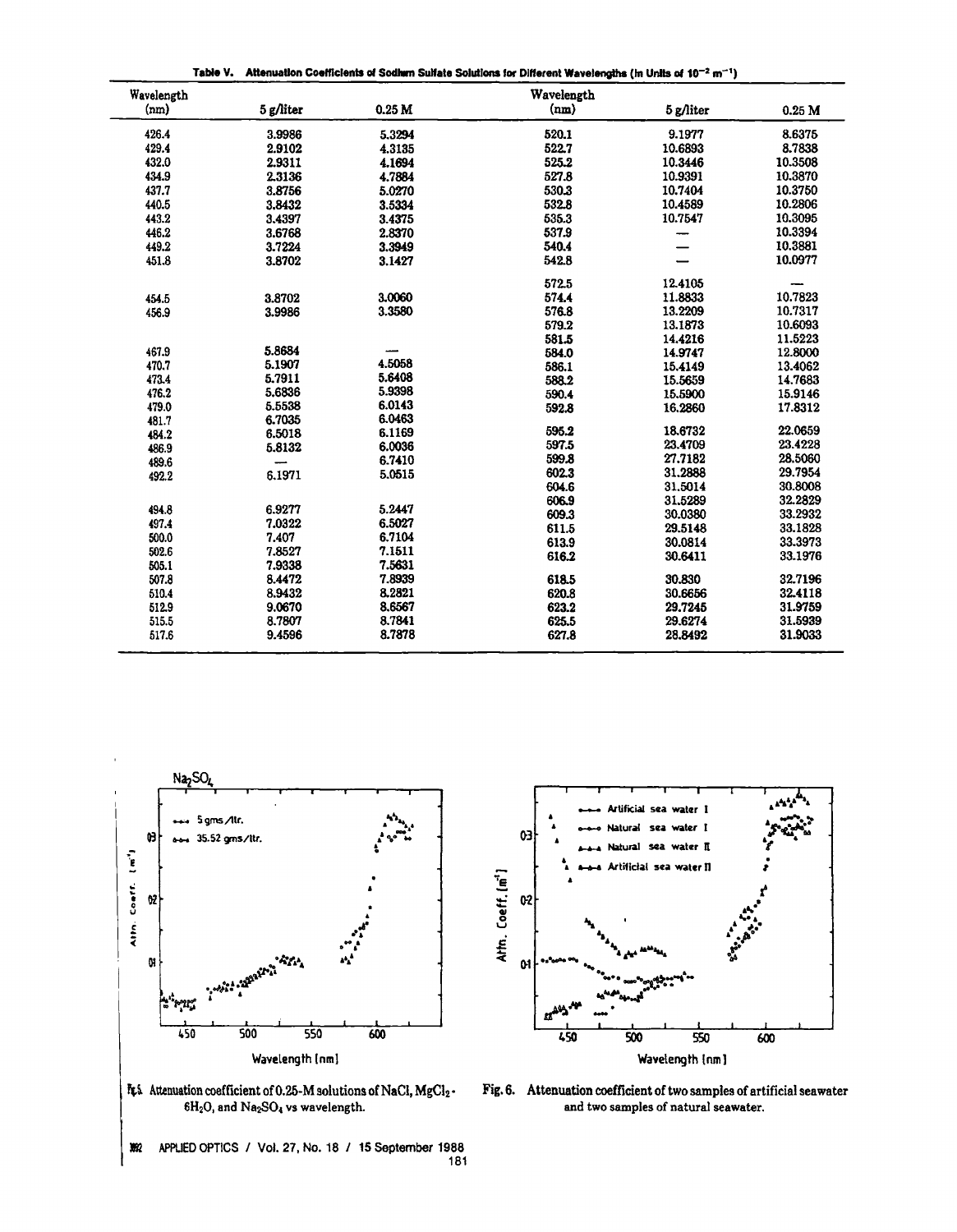Table V. Attenuation Coefficients of Sodium Sulfate Solutions for Different Wavelengths (In Units of $10^{-2}$ m$^{-1}$)

| Wavelength (nm) | 5 g/liter | 0.25 M | Wavelength (nm) | 5 g/liter | 0.25 M |
|---|---|---|---|---|---|
| 426.4 | 3.9986 | 5.3294 | 520.1 | 9.1977 | 8.6375 |
| 429.4 | 2.9102 | 4.3135 | 522.7 | 10.6893 | 8.7838 |
| 432.0 | 2.9311 | 4.1694 | 525.2 | 10.3446 | 10.3508 |
| 434.9 | 2.3136 | 4.7884 | 527.8 | 10.9391 | 10.3870 |
| 437.7 | 3.8756 | 5.0270 | 530.3 | 10.7404 | 10.3750 |
| 440.5 | 3.8432 | 3.5334 | 532.8 | 10.4589 | 10.2806 |
| 443.2 | 3.4397 | 3.4375 | 535.3 | 10.7547 | 10.3095 |
| 446.2 | 3.6768 | 2.8370 | 537.9 | — | 10.3394 |
| 449.2 | 3.7224 | 3.3949 | 540.4 | — | 10.3881 |
| 451.8 | 3.8702 | 3.1427 | 542.8 | — | 10.0977 |
| | | | 572.5 | 12.4105 | — |
| 454.5 | 3.8702 | 3.0060 | 574.4 | 11.8833 | 10.7823 |
| 456.9 | 3.9986 | 3.3580 | 576.8 | 13.2209 | 10.7317 |
| | | | 579.2 | 13.1873 | 10.6093 |
| | | | 581.5 | 14.4216 | 11.5223 |
| 467.9 | 5.8684 | — | 584.0 | 14.9747 | 12.8000 |
| 470.7 | 5.1907 | 4.5058 | 586.1 | 15.4149 | 13.4062 |
| 473.4 | 5.7911 | 5.6408 | 588.2 | 15.5659 | 14.7683 |
| 476.2 | 5.6836 | 5.9398 | 590.4 | 15.5900 | 15.9146 |
| 479.0 | 5.5538 | 6.0143 | 592.8 | 16.2860 | 17.8312 |
| 481.7 | 6.7035 | 6.0463 | | | |
| 484.2 | 6.5018 | 6.1169 | 595.2 | 18.6732 | 22.0659 |
| 486.9 | 5.8132 | 6.0036 | 597.5 | 23.4709 | 23.4228 |
| 489.6 | — | 6.7410 | 599.8 | 27.7182 | 28.5060 |
| 492.2 | 6.1971 | 5.0515 | 602.3 | 31.2888 | 29.7954 |
| | | | 604.6 | 31.5014 | 30.8008 |
| | | | 606.9 | 31.5289 | 32.2829 |
| 494.8 | 6.9277 | 5.2447 | 609.3 | 30.0380 | 33.2932 |
| 497.4 | 7.0322 | 6.5027 | 611.5 | 29.5148 | 33.1828 |
| 500.0 | 7.407 | 6.7104 | 613.9 | 30.0814 | 33.3973 |
| 502.6 | 7.8527 | 7.1511 | 616.2 | 30.6411 | 33.1976 |
| 505.1 | 7.9338 | 7.5631 | | | |
| 507.8 | 8.4472 | 7.8939 | 618.5 | 30.830 | 32.7196 |
| 510.4 | 8.9432 | 8.2821 | 620.8 | 30.6656 | 32.4118 |
| 512.9 | 9.0670 | 8.6567 | 623.2 | 29.7245 | 31.9759 |
| 515.5 | 8.7807 | 8.7841 | 625.5 | 29.6274 | 31.5939 |
| 517.6 | 9.4596 | 8.7878 | 627.8 | 28.8492 | 31.9033 |

Fig. 5. Attenuation coefficient of 0.25-M solutions of NaCl, $MgCl_2 \cdot 6H_2O$, and $Na_2SO_4$ vs wavelength.

Fig. 6. Attenuation coefficient of two samples of artificial seawater and two samples of natural seawater.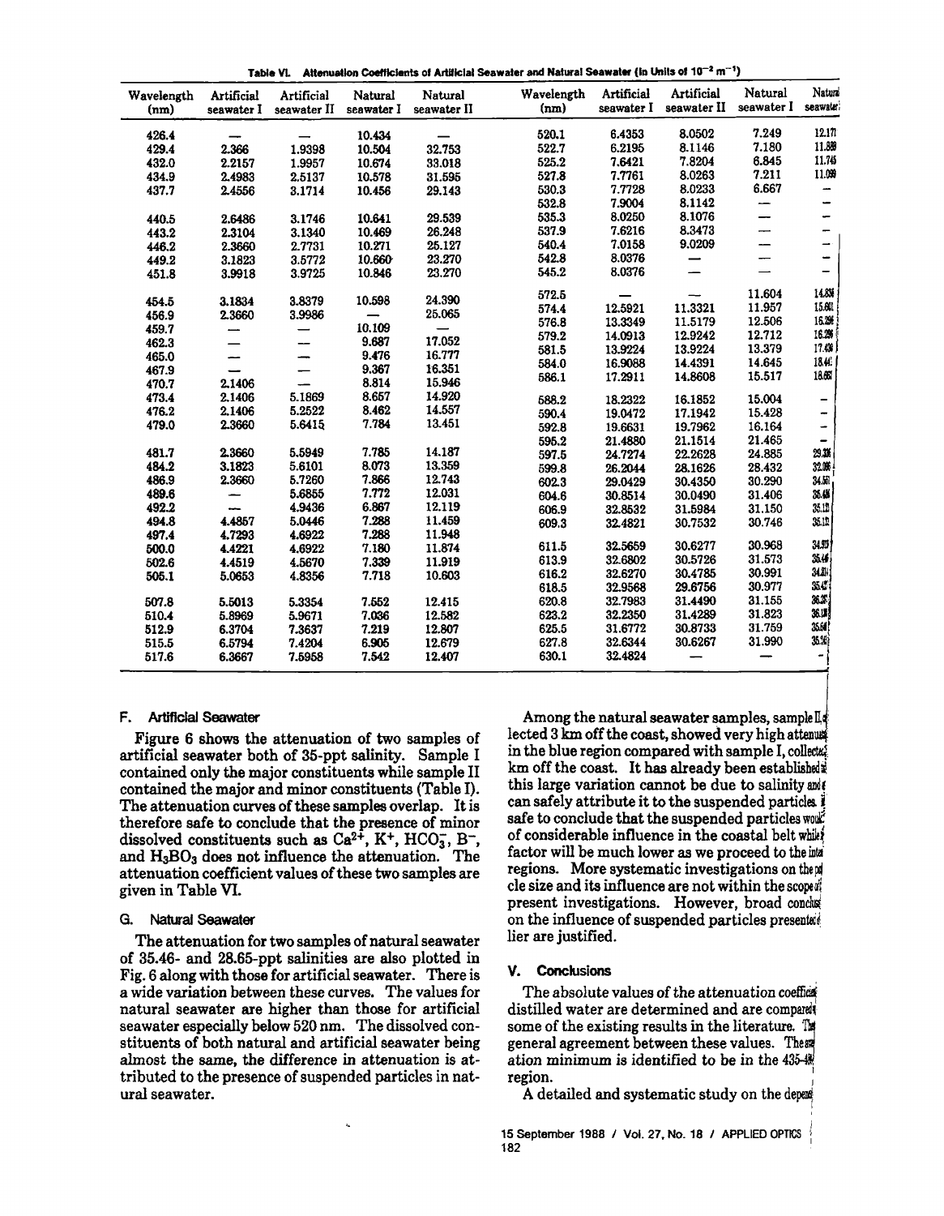**Table VI. Attenuation Coefficients of Artificial Seawater and Natural Seawater (in Units of $10^{-2}$ m$^{-1}$)**

| Wavelength (nm) | Artificial seawater I | Artificial seawater II | Natural seawater I | Natural seawater II |
|---|---|---|---|---|
| 426.4 | — | — | 10.434 | — |
| 429.4 | 2.366 | 1.9398 | 10.504 | 32.753 |
| 432.0 | 2.2157 | 1.9957 | 10.674 | 33.018 |
| 434.9 | 2.4983 | 2.5137 | 10.578 | 31.595 |
| 437.7 | 2.4556 | 3.1714 | 10.456 | 29.143 |
| 440.5 | 2.6486 | 3.1746 | 10.641 | 29.539 |
| 443.2 | 2.3104 | 3.1340 | 10.469 | 26.248 |
| 446.2 | 2.3660 | 2.7731 | 10.271 | 25.127 |
| 449.2 | 3.1823 | 3.5772 | 10.660 | 23.270 |
| 451.8 | 3.9918 | 3.9725 | 10.846 | 23.270 |
| 454.5 | 3.1834 | 3.8379 | 10.598 | 24.390 |
| 456.9 | 2.3660 | 3.9986 | — | 25.065 |
| 459.7 | — | — | 10.109 | — |
| 462.3 | — | — | 9.687 | 17.052 |
| 465.0 | — | — | 9.476 | 16.777 |
| 467.9 | — | — | 9.367 | 16.351 |
| 470.7 | 2.1406 | — | 8.814 | 15.946 |
| 473.4 | 2.1406 | 5.1869 | 8.657 | 14.920 |
| 476.2 | 2.1406 | 5.2522 | 8.462 | 14.557 |
| 479.0 | 2.3660 | 5.6415 | 7.784 | 13.451 |
| 481.7 | 2.3660 | 5.5949 | 7.785 | 14.187 |
| 484.2 | 3.1823 | 5.6101 | 8.073 | 13.359 |
| 486.9 | 2.3660 | 5.7260 | 7.866 | 12.743 |
| 489.6 | — | 5.6855 | 7.772 | 12.031 |
| 492.2 | — | 4.9436 | 6.867 | 12.119 |
| 494.8 | 4.4857 | 5.0446 | 7.288 | 11.459 |
| 497.4 | 4.7293 | 4.6922 | 7.288 | 11.948 |
| 500.0 | 4.4221 | 4.6922 | 7.180 | 11.874 |
| 502.6 | 4.4519 | 4.5670 | 7.339 | 11.919 |
| 505.1 | 5.0653 | 4.8356 | 7.718 | 10.603 |
| 507.8 | 5.5013 | 5.3354 | 7.552 | 12.415 |
| 510.4 | 5.8969 | 5.9671 | 7.036 | 12.582 |
| 512.9 | 6.3704 | 7.3637 | 7.219 | 12.807 |
| 515.5 | 6.5794 | 7.4204 | 6.905 | 12.679 |
| 517.6 | 6.3667 | 7.5958 | 7.542 | 12.407 |
| 520.1 | 6.4353 | 8.0502 | 7.249 | 12.17 |
| 522.7 | 6.2195 | 8.1146 | 7.180 | 11.58 |
| 525.2 | 7.6421 | 7.8204 | 6.845 | 11.74 |
| 527.8 | 7.7761 | 8.0263 | 7.211 | 11.09 |
| 530.3 | 7.7728 | 8.0233 | 6.667 | — |
| 532.8 | 7.9004 | 8.1142 | — | — |
| 535.3 | 8.0250 | 8.1076 | — | — |
| 537.9 | 7.6216 | 8.3473 | — | — |
| 540.4 | 7.0158 | 9.0209 | — | — |
| 542.8 | 8.0376 | — | — | — |
| 545.2 | 8.0376 | — | — | — |
| 572.5 | — | — | 11.604 | 14.8 |
| 574.4 | 12.5921 | 11.3321 | 11.957 | 15.60 |
| 576.8 | 13.3349 | 11.5179 | 12.506 | 16.2 |
| 579.2 | 14.0913 | 12.9242 | 12.712 | 16.2 |
| 581.5 | 13.9224 | 13.9224 | 13.379 | 17.4 |
| 584.0 | 16.9088 | 14.4391 | 14.645 | 18.4 |
| 586.1 | 17.2911 | 14.8608 | 15.517 | 18.6 |
| 588.2 | 18.2322 | 16.1852 | 15.004 | — |
| 590.4 | 19.0472 | 17.1942 | 15.428 | — |
| 592.8 | 19.6631 | 19.7962 | 16.164 | — |
| 595.2 | 21.4880 | 21.1514 | 21.465 | — |
| 597.5 | 24.7274 | 22.2628 | 24.885 | 29.3 |
| 599.8 | 26.2044 | 28.1626 | 28.432 | 32.0 |
| 602.3 | 29.0429 | 30.4350 | 30.290 | 34.5 |
| 604.6 | 30.8514 | 30.0490 | 31.406 | 35.4 |
| 606.9 | 32.8532 | 31.5984 | 31.150 | 35.1 |
| 609.3 | 32.4821 | 30.7532 | 30.746 | 35.1 |
| 611.5 | 32.5659 | 30.6277 | 30.968 | 34.9 |
| 613.9 | 32.6802 | 30.5726 | 31.573 | 35.4 |
| 616.2 | 32.6270 | 30.4785 | 30.991 | 34.8 |
| 618.5 | 32.9568 | 29.6756 | 30.977 | 35.4 |
| 620.8 | 32.7983 | 31.4490 | 31.155 | 36.3 |
| 623.2 | 32.2350 | 31.4289 | 31.823 | 36.1 |
| 625.5 | 31.6772 | 30.8733 | 31.759 | 35.6 |
| 627.8 | 32.6344 | 30.6267 | 31.990 | 35.5 |
| 630.1 | 32.4824 | — | — | — |

### F. Artificial Seawater

Figure 6 shows the attenuation of two samples of artificial seawater both of 35-ppt salinity. Sample I contained only the major constituents while sample II contained the major and minor constituents (Table I). The attenuation curves of these samples overlap. It is therefore safe to conclude that the presence of minor dissolved constituents such as $Ca^{2+}$, $K^{+}$, $HCO_3^{-}$, $B^{-}$, and $H_3BO_3$ does not influence the attenuation. The attenuation coefficient values of these two samples are given in Table VI.

### G. Natural Seawater

The attenuation for two samples of natural seawater of 35.46- and 28.65-ppt salinities are also plotted in Fig. 6 along with those for artificial seawater. There is a wide variation between these curves. The values for natural seawater are higher than those for artificial seawater especially below 520 nm. The dissolved constituents of both natural and artificial seawater being almost the same, the difference in attenuation is attributed to the presence of suspended particles in natural seawater.

Among the natural seawater samples, sample II collected 3 km off the coast, showed very high attenuation in the blue region compared with sample I, collected km off the coast. It has already been established that this large variation cannot be due to salinity and can safely attribute it to the suspended particles. It is safe to conclude that the suspended particles would be of considerable influence in the coastal belt while this factor will be much lower as we proceed to the interior regions. More systematic investigations on the particle size and its influence are not within the scope of present investigations. However, broad conclusions on the influence of suspended particles presented earlier are justified.

## V. Conclusions

The absolute values of the attenuation coefficient of distilled water are determined and are compared with some of the existing results in the literature. There is general agreement between these values. The attenuation minimum is identified to be in the 435–480 region.

A detailed and systematic study on the depend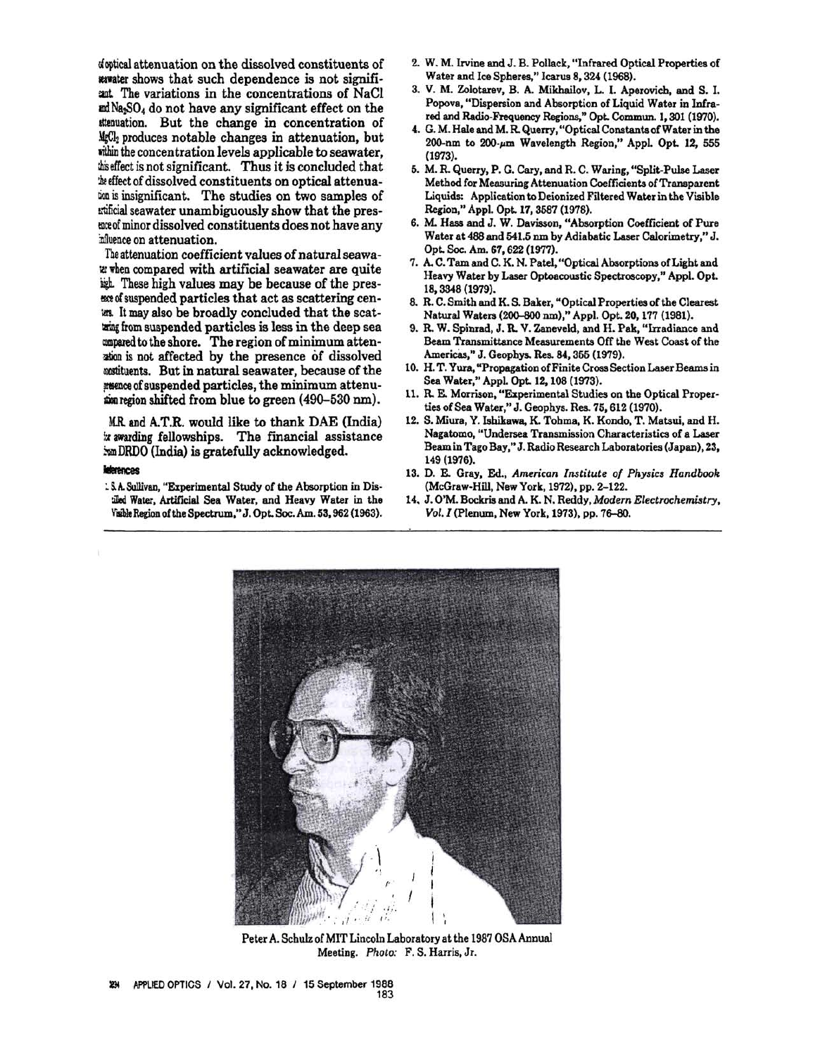of optical attenuation on the dissolved constituents of seawater shows that such dependence is not significant. The variations in the concentrations of NaCl and $Na_2SO_4$ do not have any significant effect on the attenuation. But the change in concentration of $MgCl_2$ produces notable changes in attenuation, but within the concentration levels applicable to seawater, this effect is not significant. Thus it is concluded that the effect of dissolved constituents on optical attenuation is insignificant. The studies on two samples of artificial seawater unambiguously show that the presence of minor dissolved constituents does not have any influence on attenuation.

The attenuation coefficient values of natural seawater when compared with artificial seawater are quite high. These high values may be because of the presence of suspended particles that act as scattering centers. It may also be broadly concluded that the scattering from suspended particles is less in the deep sea compared to the shore. The region of minimum attenuation is not affected by the presence of dissolved constituents. But in natural seawater, because of the presence of suspended particles, the minimum attenuation region shifted from blue to green (490–530 nm).

M.R. and A.T.R. would like to thank DAE (India) for awarding fellowships. The financial assistance from DRDO (India) is gratefully acknowledged.

## References

1. S. A. Sullivan, "Experimental Study of the Absorption in Distilled Water, Artificial Sea Water, and Heavy Water in the Visible Region of the Spectrum," J. Opt. Soc. Am. 53, 962 (1963).
2. W. M. Irvine and J. B. Pollack, "Infrared Optical Properties of Water and Ice Spheres," Icarus 8, 324 (1968).
3. V. M. Zolotarev, B. A. Mikhailov, L. I. Aperovich, and S. I. Popova, "Dispersion and Absorption of Liquid Water in Infrared and Radio-Frequency Regions," Opt. Commun. 1, 301 (1970).
4. G. M. Hale and M. R. Querry, "Optical Constants of Water in the 200-nm to 200-μm Wavelength Region," Appl. Opt. 12, 555 (1973).
5. M. R. Querry, P. G. Cary, and R. C. Waring, "Split-Pulse Laser Method for Measuring Attenuation Coefficients of Transparent Liquids: Application to Deionized Filtered Water in the Visible Region," Appl. Opt. 17, 3587 (1978).
6. M. Hass and J. W. Davisson, "Absorption Coefficient of Pure Water at 488 and 541.5 nm by Adiabatic Laser Calorimetry," J. Opt. Soc. Am. 67, 622 (1977).
7. A. C. Tam and C. K. N. Patel, "Optical Absorptions of Light and Heavy Water by Laser Optoacoustic Spectroscopy," Appl. Opt. 18, 3348 (1979).
8. R. C. Smith and K. S. Baker, "Optical Properties of the Clearest Natural Waters (200–800 nm)," Appl. Opt. 20, 177 (1981).
9. R. W. Spinrad, J. R. V. Zaneveld, and H. Pak, "Irradiance and Beam Transmittance Measurements Off the West Coast of the Americas," J. Geophys. Res. 84, 355 (1979).
10. H. T. Yura, "Propagation of Finite Cross Section Laser Beams in Sea Water," Appl. Opt. 12, 108 (1973).
11. R. E. Morrison, "Experimental Studies on the Optical Properties of Sea Water," J. Geophys. Res. 75, 612 (1970).
12. S. Miura, Y. Ishikawa, K. Tohma, K. Kondo, T. Matsui, and H. Nagatomo, "Undersea Transmission Characteristics of a Laser Beam in Tago Bay," J. Radio Research Laboratories (Japan), 23, 149 (1976).
13. D. E. Gray, Ed., *American Institute of Physics Handbook* (McGraw-Hill, New York, 1972), pp. 2–122.
14. J. O'M. Bockris and A. K. N. Reddy, *Modern Electrochemistry, Vol. I* (Plenum, New York, 1973), pp. 76–80.

Peter A. Schulz of MIT Lincoln Laboratory at the 1987 OSA Annual Meeting. *Photo:* F. S. Harris, Jr.